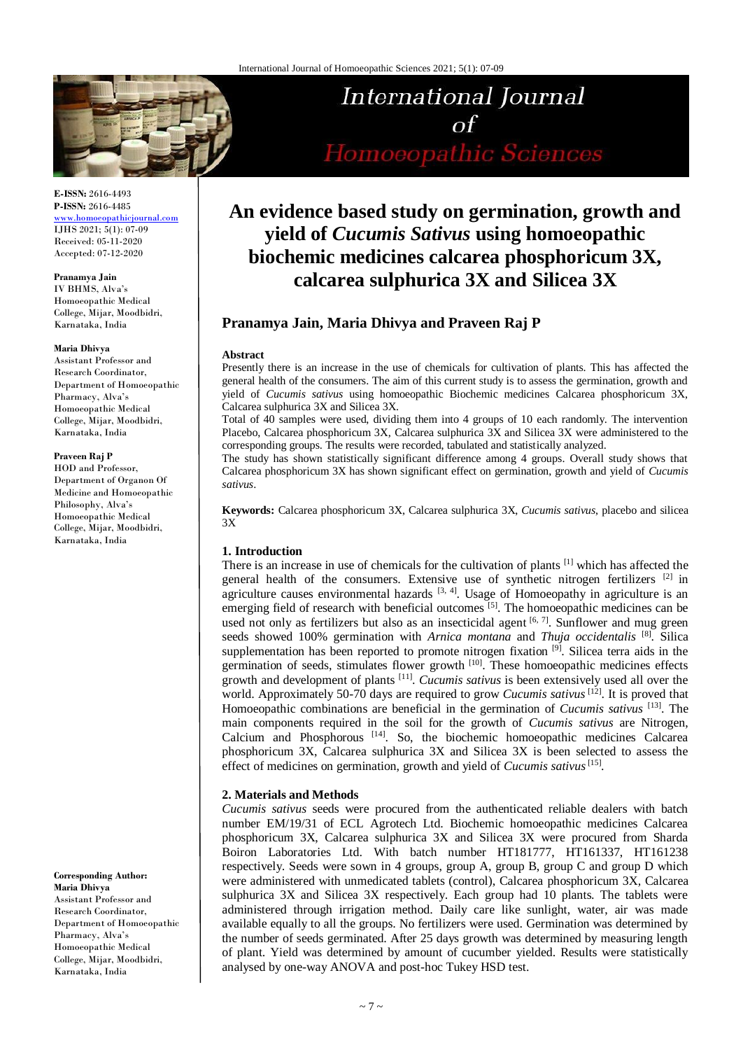# An evidence based study on germination, growth and yield of *Cucumis Sativus* using homoeopathic biochemic medicines calcarea phosphoricum 3X, calcarea sulphurica 3X and Silicea 3X

**Pranamya Jain, Maria Dhivya and Praveen Raj P**

E-ISSN: 2616-4493
P-ISSN: 2616-4485
www.homoeopathicjournal.com
IJHS 2021; 5(1): 07-09
Received: 05-11-2020
Accepted: 07-12-2020

**Pranamya Jain**
IV BHMS, Alva's Homoeopathic Medical College, Mijar, Moodbidri, Karnataka, India

**Maria Dhivya**
Assistant Professor and Research Coordinator, Department of Homoeopathic Pharmacy, Alva's Homoeopathic Medical College, Mijar, Moodbidri, Karnataka, India

**Praveen Raj P**
HOD and Professor, Department of Organon Of Medicine and Homoeopathic Philosophy, Alva's Homoeopathic Medical College, Mijar, Moodbidri, Karnataka, India

**Corresponding Author:**
**Maria Dhivya**
Assistant Professor and Research Coordinator, Department of Homoeopathic Pharmacy, Alva's Homoeopathic Medical College, Mijar, Moodbidri, Karnataka, India

#### Abstract

Presently there is an increase in the use of chemicals for cultivation of plants. This has affected the general health of the consumers. The aim of this current study is to assess the germination, growth and yield of *Cucumis sativus* using homoeopathic Biochemic medicines Calcarea phosphoricum 3X, Calcarea sulphurica 3X and Silicea 3X.

Total of 40 samples were used, dividing them into 4 groups of 10 each randomly. The intervention Placebo, Calcarea phosphoricum 3X, Calcarea sulphurica 3X and Silicea 3X were administered to the corresponding groups. The results were recorded, tabulated and statistically analyzed.

The study has shown statistically significant difference among 4 groups. Overall study shows that Calcarea phosphoricum 3X has shown significant effect on germination, growth and yield of *Cucumis sativus*.

**Keywords:** Calcarea phosphoricum 3X, Calcarea sulphurica 3X, *Cucumis sativus*, placebo and silicea 3X

## 1. Introduction

There is an increase in use of chemicals for the cultivation of plants [1] which has affected the general health of the consumers. Extensive use of synthetic nitrogen fertilizers [2] in agriculture causes environmental hazards [3, 4]. Usage of Homoeopathy in agriculture is an emerging field of research with beneficial outcomes [5]. The homoeopathic medicines can be used not only as fertilizers but also as an insecticidal agent [6, 7]. Sunflower and mug green seeds showed 100% germination with *Arnica montana* and *Thuja occidentalis* [8]. Silica supplementation has been reported to promote nitrogen fixation [9]. Silicea terra aids in the germination of seeds, stimulates flower growth [10]. These homoeopathic medicines effects growth and development of plants [11]. *Cucumis sativus* is been extensively used all over the world. Approximately 50-70 days are required to grow *Cucumis sativus* [12]. It is proved that Homoeopathic combinations are beneficial in the germination of *Cucumis sativus* [13]. The main components required in the soil for the growth of *Cucumis sativus* are Nitrogen, Calcium and Phosphorous [14]. So, the biochemic homoeopathic medicines Calcarea phosphoricum 3X, Calcarea sulphurica 3X and Silicea 3X is been selected to assess the effect of medicines on germination, growth and yield of *Cucumis sativus* [15].

## 2. Materials and Methods

*Cucumis sativus* seeds were procured from the authenticated reliable dealers with batch number EM/19/31 of ECL Agrotech Ltd. Biochemic homoeopathic medicines Calcarea phosphoricum 3X, Calcarea sulphurica 3X and Silicea 3X were procured from Sharda Boiron Laboratories Ltd. With batch number HT181777, HT161337, HT161238 respectively. Seeds were sown in 4 groups, group A, group B, group C and group D which were administered with unmedicated tablets (control), Calcarea phosphoricum 3X, Calcarea sulphurica 3X and Silicea 3X respectively. Each group had 10 plants. The tablets were administered through irrigation method. Daily care like sunlight, water, air was made available equally to all the groups. No fertilizers were used. Germination was determined by the number of seeds germinated. After 25 days growth was determined by measuring length of plant. Yield was determined by amount of cucumber yielded. Results were statistically analysed by one-way ANOVA and post-hoc Tukey HSD test.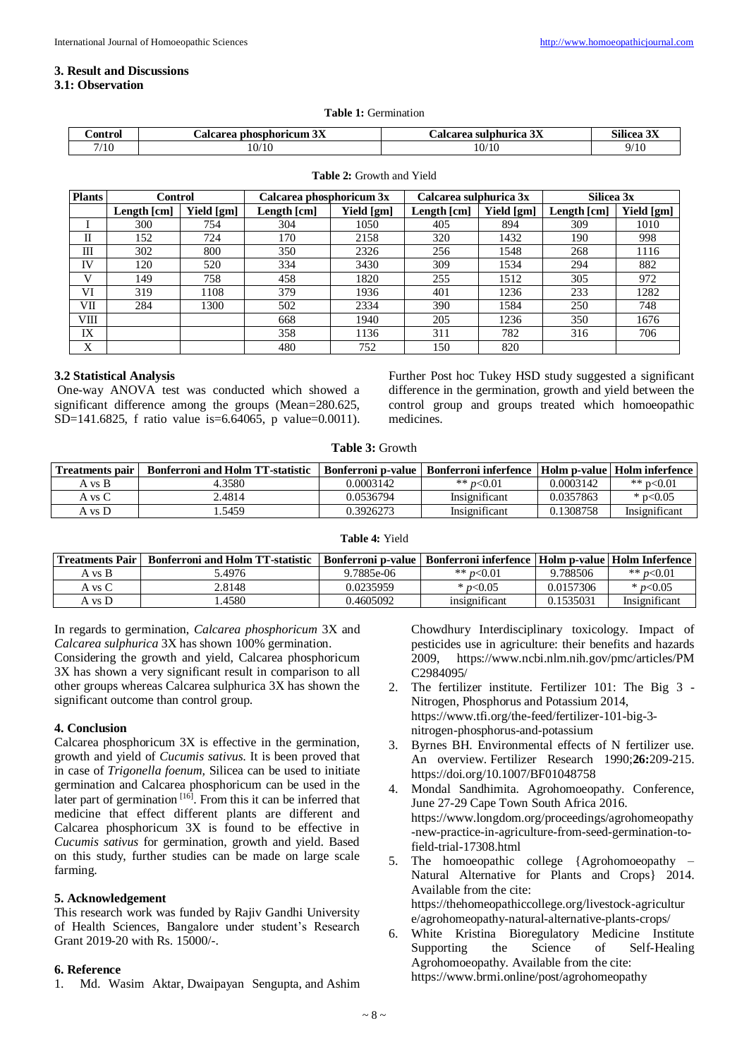## 3. Result and Discussions

### 3.1: Observation

**Table 1:** Germination

| Control | Calcarea phosphoricum 3X | Calcarea sulphurica 3X | Silicea 3X |
|---|---|---|---|
| 7/10 | 10/10 | 10/10 | 9/10 |

**Table 2:** Growth and Yield

| Plants | Control | | Calcarea phosphoricum 3x | | Calcarea sulphurica 3x | | Silicea 3x | |
|---|---|---|---|---|---|---|---|---|
| | Length [cm] | Yield [gm] | Length [cm] | Yield [gm] | Length [cm] | Yield [gm] | Length [cm] | Yield [gm] |
| I | 300 | 754 | 304 | 1050 | 405 | 894 | 309 | 1010 |
| II | 152 | 724 | 170 | 2158 | 320 | 1432 | 190 | 998 |
| III | 302 | 800 | 350 | 2326 | 256 | 1548 | 268 | 1116 |
| IV | 120 | 520 | 334 | 3430 | 309 | 1534 | 294 | 882 |
| V | 149 | 758 | 458 | 1820 | 255 | 1512 | 305 | 972 |
| VI | 319 | 1108 | 379 | 1936 | 401 | 1236 | 233 | 1282 |
| VII | 284 | 1300 | 502 | 2334 | 390 | 1584 | 250 | 748 |
| VIII | | | 668 | 1940 | 205 | 1236 | 350 | 1676 |
| IX | | | 358 | 1136 | 311 | 782 | 316 | 706 |
| X | | | 480 | 752 | 150 | 820 | | |

### 3.2 Statistical Analysis

One-way ANOVA test was conducted which showed a significant difference among the groups (Mean=280.625, SD=141.6825, f ratio value is=6.64065, p value=0.0011). Further Post hoc Tukey HSD study suggested a significant difference in the germination, growth and yield between the control group and groups treated which homoeopathic medicines.

**Table 3:** Growth

| Treatments pair | Bonferroni and Holm TT-statistic | Bonferroni p-value | Bonferroni inferfence | Holm p-value | Holm inferfence |
|---|---|---|---|---|---|
| A vs B | 4.3580 | 0.0003142 | ** $p<0.01$ | 0.0003142 | ** $p<0.01$ |
| A vs C | 2.4814 | 0.0536794 | Insignificant | 0.0357863 | * $p<0.05$ |
| A vs D | 1.5459 | 0.3926273 | Insignificant | 0.1308758 | Insignificant |

**Table 4:** Yield

| Treatments Pair | Bonferroni and Holm TT-statistic | Bonferroni p-value | Bonferroni inferfence | Holm p-value | Holm Inferfence |
|---|---|---|---|---|---|
| A vs B | 5.4976 | 9.7885e-06 | ** $p<0.01$ | 9.788506 | ** $p<0.01$ |
| A vs C | 2.8148 | 0.0235959 | * $p<0.05$ | 0.0157306 | * $p<0.05$ |
| A vs D | 1.4580 | 0.4605092 | insignificant | 0.1535031 | Insignificant |

In regards to germination, *Calcarea phosphoricum* 3X and *Calcarea sulphurica* 3X has shown 100% germination.

Considering the growth and yield, Calcarea phosphoricum 3X has shown a very significant result in comparison to all other groups whereas Calcarea sulphurica 3X has shown the significant outcome than control group.

## 4. Conclusion

Calcarea phosphoricum 3X is effective in the germination, growth and yield of *Cucumis sativus.* It is been proved that in case of *Trigonella foenum,* Silicea can be used to initiate germination and Calcarea phosphoricum can be used in the later part of germination [16]. From this it can be inferred that medicine that effect different plants are different and Calcarea phosphoricum 3X is found to be effective in *Cucumis sativus* for germination, growth and yield. Based on this study, further studies can be made on large scale farming.

## 5. Acknowledgement

This research work was funded by Rajiv Gandhi University of Health Sciences, Bangalore under student's Research Grant 2019-20 with Rs. 15000/-.

## 6. Reference

1. Md. Wasim Aktar, Dwaipayan Sengupta, and Ashim Chowdhury Interdisciplinary toxicology. Impact of pesticides use in agriculture: their benefits and hazards 2009, https://www.ncbi.nlm.nih.gov/pmc/articles/PMC2984095/
2. The fertilizer institute. Fertilizer 101: The Big 3 - Nitrogen, Phosphorus and Potassium 2014, https://www.tfi.org/the-feed/fertilizer-101-big-3-nitrogen-phosphorus-and-potassium
3. Byrnes BH. Environmental effects of N fertilizer use. An overview. Fertilizer Research 1990;**26:**209-215. https://doi.org/10.1007/BF01048758
4. Mondal Sandhimita. Agrohomoeopathy. Conference, June 27-29 Cape Town South Africa 2016. https://www.longdom.org/proceedings/agrohomeopathy-new-practice-in-agriculture-from-seed-germination-to-field-trial-17308.html
5. The homoeopathic college {Agrohomoeopathy – Natural Alternative for Plants and Crops} 2014. Available from the cite: https://thehomeopathiccollege.org/livestock-agriculture/agrohomeopathy-natural-alternative-plants-crops/
6. White Kristina Bioregulatory Medicine Institute Supporting the Science of Self-Healing Agrohomoeopathy. Available from the cite: https://www.brmi.online/post/agrohomeopathy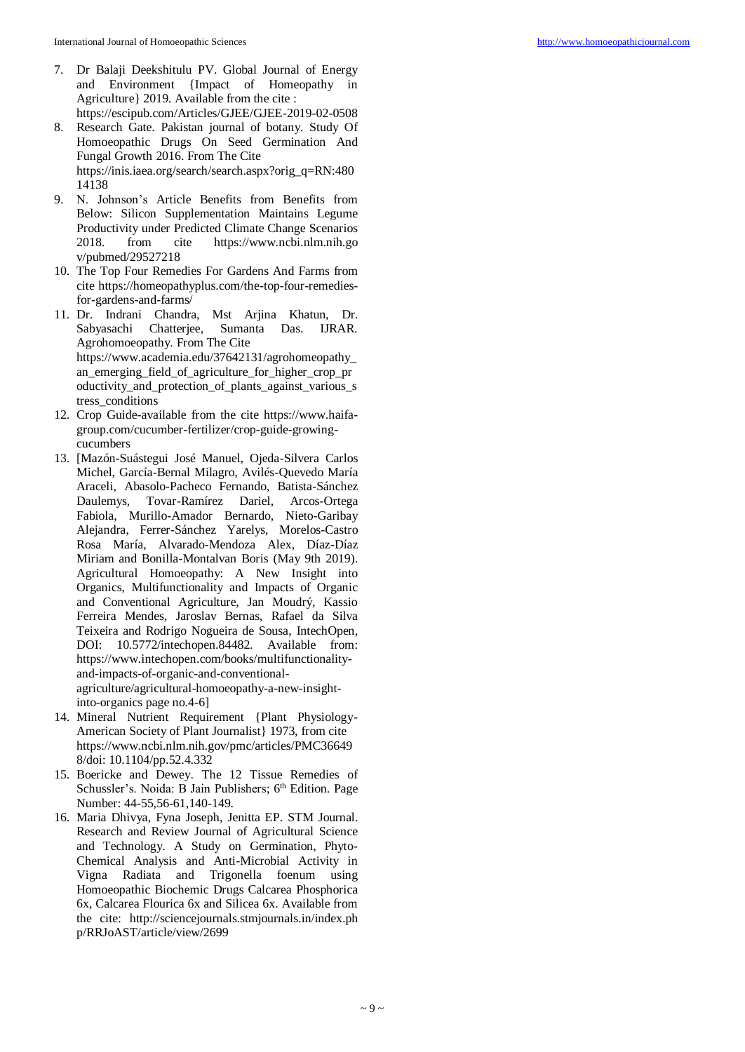7. Dr Balaji Deekshitulu PV. Global Journal of Energy and Environment {Impact of Homeopathy in Agriculture} 2019. Available from the cite : https://escipub.com/Articles/GJEE/GJEE-2019-02-0508
8. Research Gate. Pakistan journal of botany. Study Of Homoeopathic Drugs On Seed Germination And Fungal Growth 2016. From The Cite https://inis.iaea.org/search/search.aspx?orig_q=RN:48014138
9. N. Johnson's Article Benefits from Benefits from Below: Silicon Supplementation Maintains Legume Productivity under Predicted Climate Change Scenarios 2018. from cite https://www.ncbi.nlm.nih.gov/pubmed/29527218
10. The Top Four Remedies For Gardens And Farms from cite https://homeopathyplus.com/the-top-four-remedies-for-gardens-and-farms/
11. Dr. Indrani Chandra, Mst Arjina Khatun, Dr. Sabyasachi Chatterjee, Sumanta Das. IJRAR. Agrohomoeopathy. From The Cite https://www.academia.edu/37642131/agrohomeopathy_an_emerging_field_of_agriculture_for_higher_crop_productivity_and_protection_of_plants_against_various_stress_conditions
12. Crop Guide-available from the cite https://www.haifa-group.com/cucumber-fertilizer/crop-guide-growing-cucumbers
13. [Mazón-Suástegui José Manuel, Ojeda-Silvera Carlos Michel, García-Bernal Milagro, Avilés-Quevedo María Araceli, Abasolo-Pacheco Fernando, Batista-Sánchez Daulemys, Tovar-Ramírez Dariel, Arcos-Ortega Fabiola, Murillo-Amador Bernardo, Nieto-Garibay Alejandra, Ferrer-Sánchez Yarelys, Morelos-Castro Rosa María, Alvarado-Mendoza Alex, Díaz-Díaz Miriam and Bonilla-Montalvan Boris (May 9th 2019). Agricultural Homoeopathy: A New Insight into Organics, Multifunctionality and Impacts of Organic and Conventional Agriculture, Jan Moudrý, Kassio Ferreira Mendes, Jaroslav Bernas, Rafael da Silva Teixeira and Rodrigo Nogueira de Sousa, IntechOpen, DOI: 10.5772/intechopen.84482. Available from: https://www.intechopen.com/books/multifunctionality-and-impacts-of-organic-and-conventional-agriculture/agricultural-homoeopathy-a-new-insight-into-organics page no.4-6]
14. Mineral Nutrient Requirement {Plant Physiology-American Society of Plant Journalist} 1973, from cite https://www.ncbi.nlm.nih.gov/pmc/articles/PMC366498/doi: 10.1104/pp.52.4.332
15. Boericke and Dewey. The 12 Tissue Remedies of Schussler's. Noida: B Jain Publishers; 6th Edition. Page Number: 44-55,56-61,140-149.
16. Maria Dhivya, Fyna Joseph, Jenitta EP. STM Journal. Research and Review Journal of Agricultural Science and Technology. A Study on Germination, Phyto-Chemical Analysis and Anti-Microbial Activity in Vigna Radiata and Trigonella foenum using Homoeopathic Biochemic Drugs Calcarea Phosphorica 6x, Calcarea Flourica 6x and Silicea 6x. Available from the cite: http://sciencejournals.stmjournals.in/index.php/RRJoAST/article/view/2699